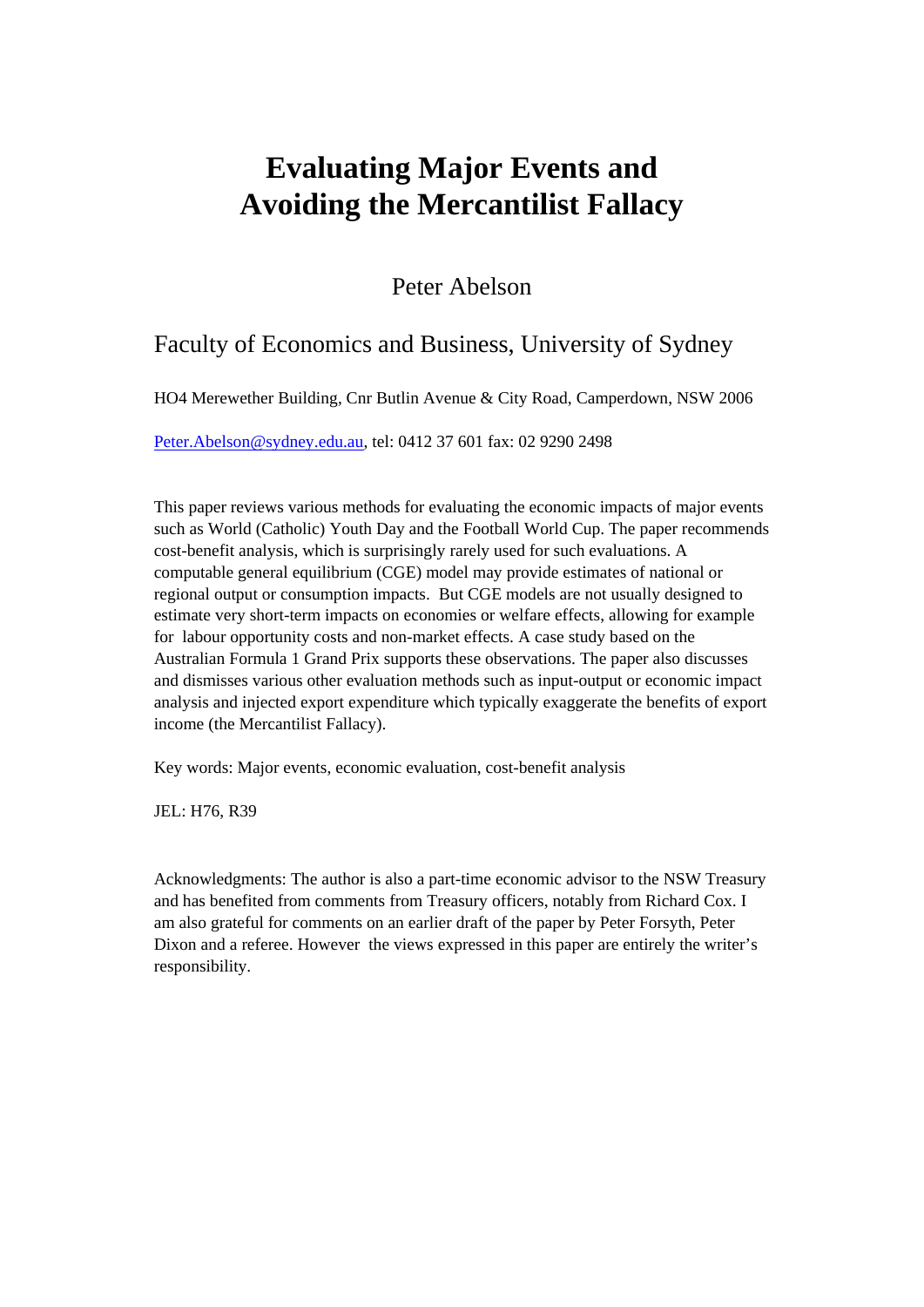# Evaluating Major Events and Avoiding the Mercantilist Fallacy

Peter Abelson

Faculty of Economics and Business, University of Sydney

HO4 Merewether Building, Cnr Butlin Avenue & City Road, Camperdown, NSW 2006

Peter.Abelson@sydney.edu.au, tel: 0412 37 601 fax: 02 9290 2498

This paper reviews various methods for evaluating the economic impacts of major events such as World (Catholic) Youth Day and the Football World Cup. The paper recommends cost-benefit analysis, which is surprisingly rarely used for such evaluations. A computable general equilibrium (CGE) model may provide estimates of national or regional output or consumption impacts. But CGE models are not usually designed to estimate very short-term impacts on economies or welfare effects, allowing for example for labour opportunity costs and non-market effects. A case study based on the Australian Formula 1 Grand Prix supports these observations. The paper also discusses and dismisses various other evaluation methods such as input-output or economic impact analysis and injected export expenditure which typically exaggerate the benefits of export income (the Mercantilist Fallacy).

Key words: Major events, economic evaluation, cost-benefit analysis

JEL: H76, R39

Acknowledgments: The author is also a part-time economic advisor to the NSW Treasury and has benefited from comments from Treasury officers, notably from Richard Cox. I am also grateful for comments on an earlier draft of the paper by Peter Forsyth, Peter Dixon and a referee. However the views expressed in this paper are entirely the writer's responsibility.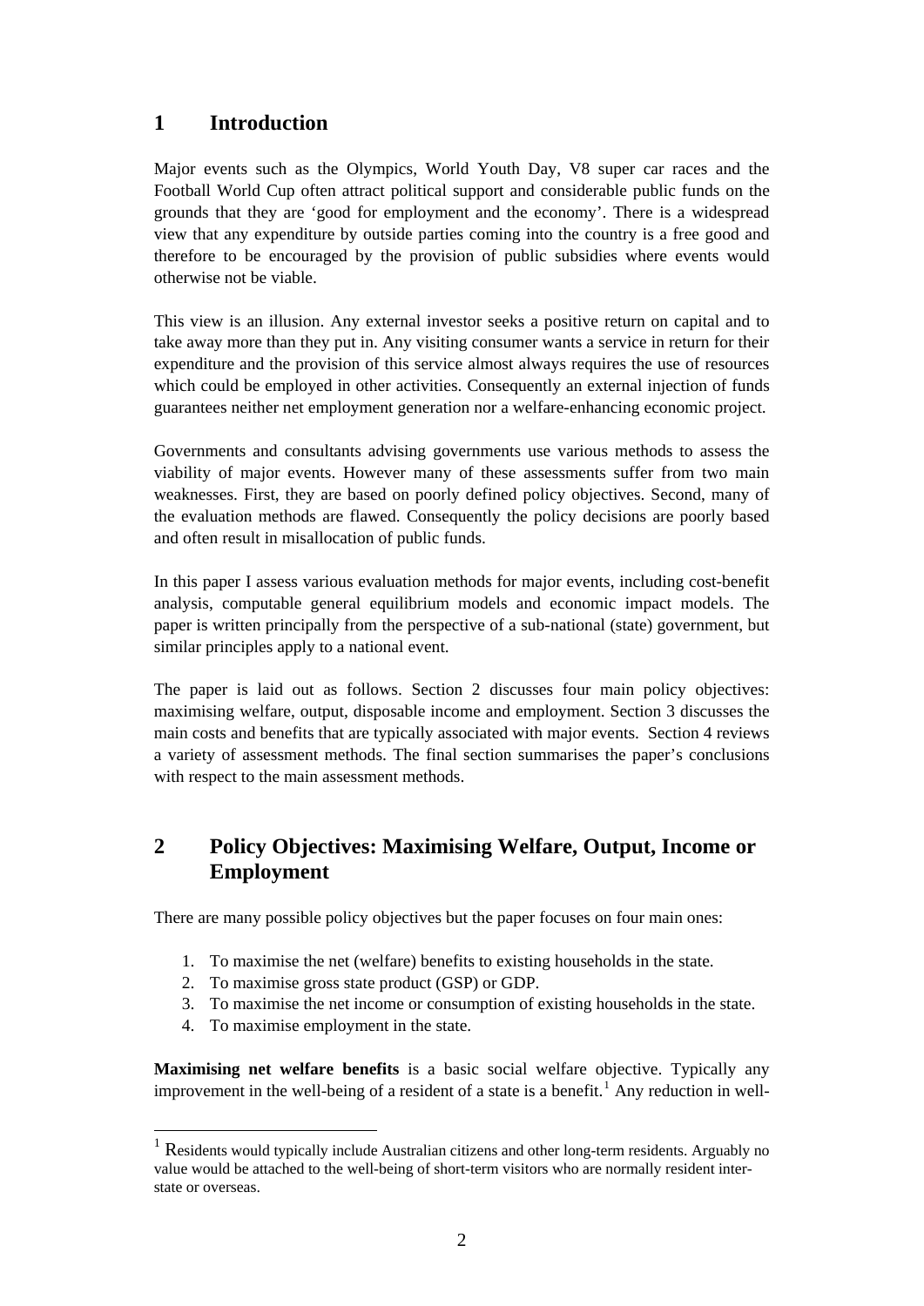## 1 Introduction

Major events such as the Olympics, World Youth Day, V8 super car races and the Football World Cup often attract political support and considerable public funds on the grounds that they are 'good for employment and the economy'. There is a widespread view that any expenditure by outside parties coming into the country is a free good and therefore to be encouraged by the provision of public subsidies where events would otherwise not be viable.

This view is an illusion. Any external investor seeks a positive return on capital and to take away more than they put in. Any visiting consumer wants a service in return for their expenditure and the provision of this service almost always requires the use of resources which could be employed in other activities. Consequently an external injection of funds guarantees neither net employment generation nor a welfare-enhancing economic project.

Governments and consultants advising governments use various methods to assess the viability of major events. However many of these assessments suffer from two main weaknesses. First, they are based on poorly defined policy objectives. Second, many of the evaluation methods are flawed. Consequently the policy decisions are poorly based and often result in misallocation of public funds.

In this paper I assess various evaluation methods for major events, including cost-benefit analysis, computable general equilibrium models and economic impact models. The paper is written principally from the perspective of a sub-national (state) government, but similar principles apply to a national event.

The paper is laid out as follows. Section 2 discusses four main policy objectives: maximising welfare, output, disposable income and employment. Section 3 discusses the main costs and benefits that are typically associated with major events. Section 4 reviews a variety of assessment methods. The final section summarises the paper's conclusions with respect to the main assessment methods.

## 2 Policy Objectives: Maximising Welfare, Output, Income or Employment

There are many possible policy objectives but the paper focuses on four main ones:

1. To maximise the net (welfare) benefits to existing households in the state.
2. To maximise gross state product (GSP) or GDP.
3. To maximise the net income or consumption of existing households in the state.
4. To maximise employment in the state.

**Maximising net welfare benefits** is a basic social welfare objective. Typically any improvement in the well-being of a resident of a state is a benefit.[1] Any reduction in well-

[1] Residents would typically include Australian citizens and other long-term residents. Arguably no value would be attached to the well-being of short-term visitors who are normally resident inter-state or overseas.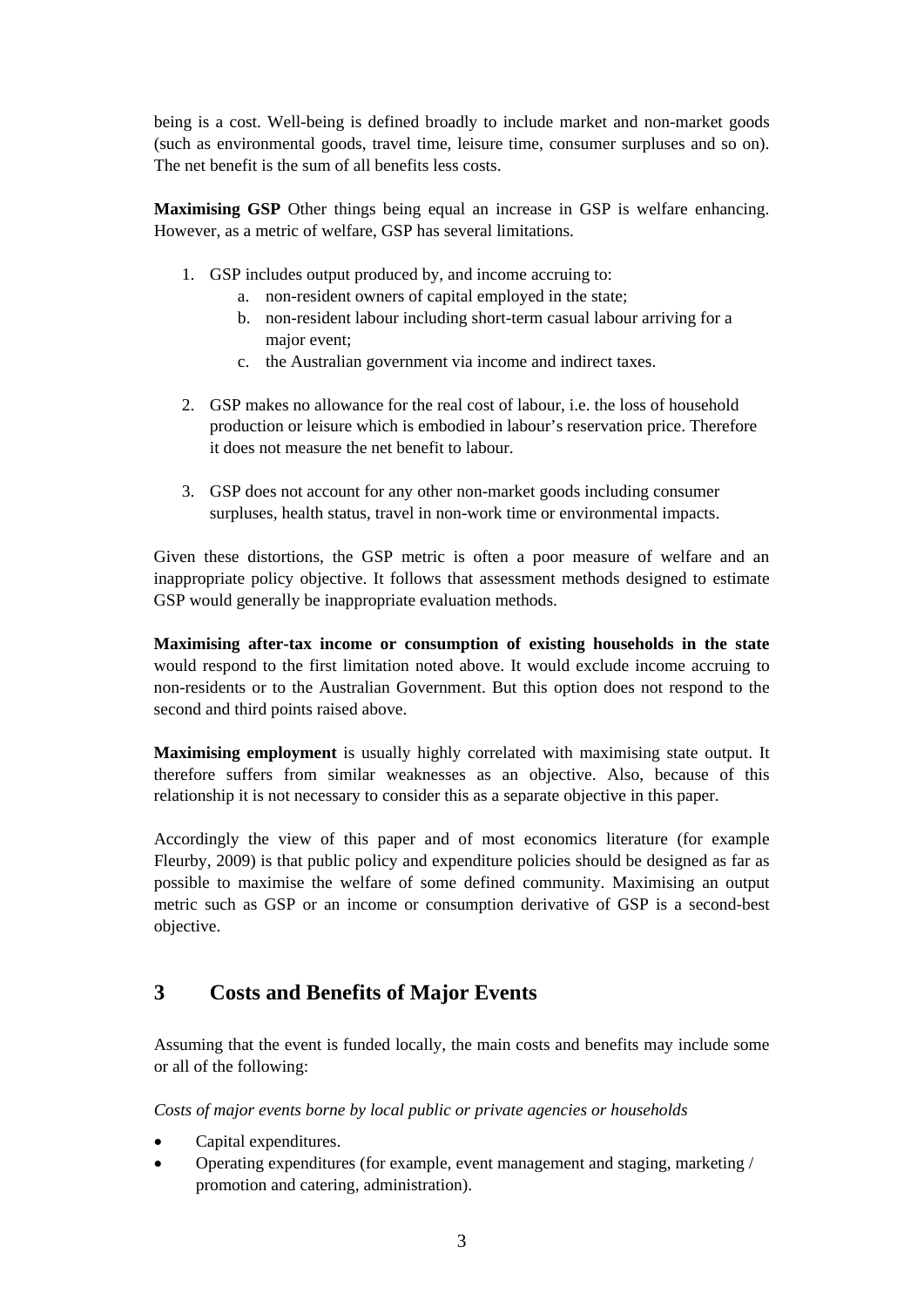being is a cost. Well-being is defined broadly to include market and non-market goods (such as environmental goods, travel time, leisure time, consumer surpluses and so on). The net benefit is the sum of all benefits less costs.

**Maximising GSP** Other things being equal an increase in GSP is welfare enhancing. However, as a metric of welfare, GSP has several limitations.

1. GSP includes output produced by, and income accruing to:
   a. non-resident owners of capital employed in the state;
   b. non-resident labour including short-term casual labour arriving for a major event;
   c. the Australian government via income and indirect taxes.

2. GSP makes no allowance for the real cost of labour, i.e. the loss of household production or leisure which is embodied in labour's reservation price. Therefore it does not measure the net benefit to labour.

3. GSP does not account for any other non-market goods including consumer surpluses, health status, travel in non-work time or environmental impacts.

Given these distortions, the GSP metric is often a poor measure of welfare and an inappropriate policy objective. It follows that assessment methods designed to estimate GSP would generally be inappropriate evaluation methods.

**Maximising after-tax income or consumption of existing households in the state** would respond to the first limitation noted above. It would exclude income accruing to non-residents or to the Australian Government. But this option does not respond to the second and third points raised above.

**Maximising employment** is usually highly correlated with maximising state output. It therefore suffers from similar weaknesses as an objective. Also, because of this relationship it is not necessary to consider this as a separate objective in this paper.

Accordingly the view of this paper and of most economics literature (for example Fleurby, 2009) is that public policy and expenditure policies should be designed as far as possible to maximise the welfare of some defined community. Maximising an output metric such as GSP or an income or consumption derivative of GSP is a second-best objective.

## 3 Costs and Benefits of Major Events

Assuming that the event is funded locally, the main costs and benefits may include some or all of the following:

*Costs of major events borne by local public or private agencies or households*

- Capital expenditures.
- Operating expenditures (for example, event management and staging, marketing / promotion and catering, administration).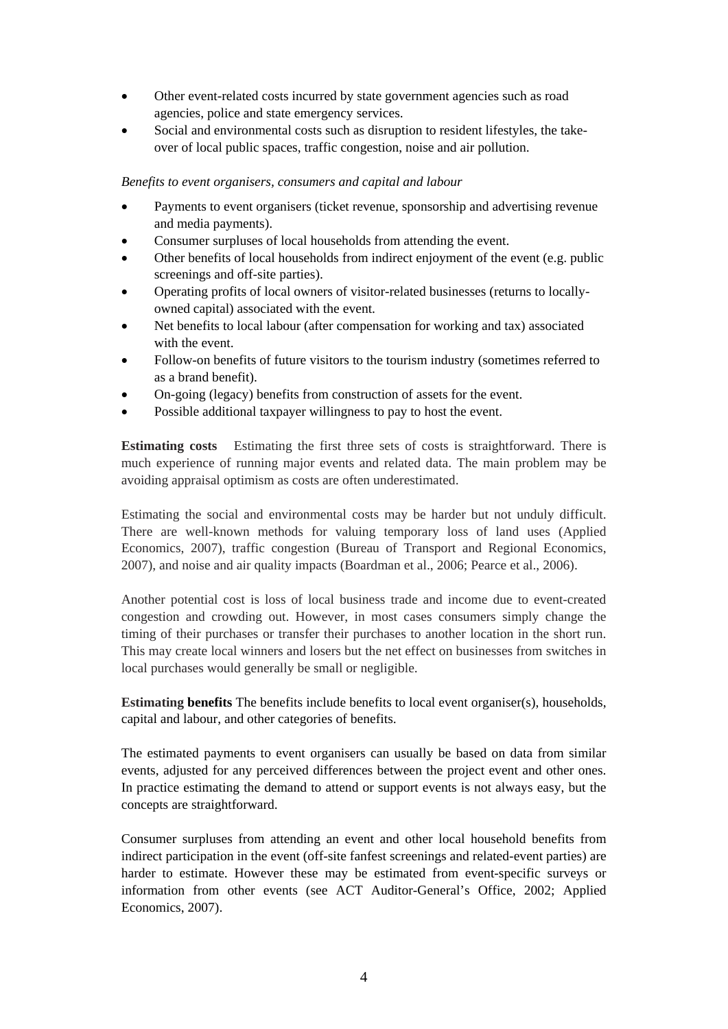- Other event-related costs incurred by state government agencies such as road agencies, police and state emergency services.
- Social and environmental costs such as disruption to resident lifestyles, the take-over of local public spaces, traffic congestion, noise and air pollution.

*Benefits to event organisers, consumers and capital and labour*

- Payments to event organisers (ticket revenue, sponsorship and advertising revenue and media payments).
- Consumer surpluses of local households from attending the event.
- Other benefits of local households from indirect enjoyment of the event (e.g. public screenings and off-site parties).
- Operating profits of local owners of visitor-related businesses (returns to locally-owned capital) associated with the event.
- Net benefits to local labour (after compensation for working and tax) associated with the event.
- Follow-on benefits of future visitors to the tourism industry (sometimes referred to as a brand benefit).
- On-going (legacy) benefits from construction of assets for the event.
- Possible additional taxpayer willingness to pay to host the event.

**Estimating costs** Estimating the first three sets of costs is straightforward. There is much experience of running major events and related data. The main problem may be avoiding appraisal optimism as costs are often underestimated.

Estimating the social and environmental costs may be harder but not unduly difficult. There are well-known methods for valuing temporary loss of land uses (Applied Economics, 2007), traffic congestion (Bureau of Transport and Regional Economics, 2007), and noise and air quality impacts (Boardman et al., 2006; Pearce et al., 2006).

Another potential cost is loss of local business trade and income due to event-created congestion and crowding out. However, in most cases consumers simply change the timing of their purchases or transfer their purchases to another location in the short run. This may create local winners and losers but the net effect on businesses from switches in local purchases would generally be small or negligible.

**Estimating benefits** The benefits include benefits to local event organiser(s), households, capital and labour, and other categories of benefits.

The estimated payments to event organisers can usually be based on data from similar events, adjusted for any perceived differences between the project event and other ones. In practice estimating the demand to attend or support events is not always easy, but the concepts are straightforward.

Consumer surpluses from attending an event and other local household benefits from indirect participation in the event (off-site fanfest screenings and related-event parties) are harder to estimate. However these may be estimated from event-specific surveys or information from other events (see ACT Auditor-General's Office, 2002; Applied Economics, 2007).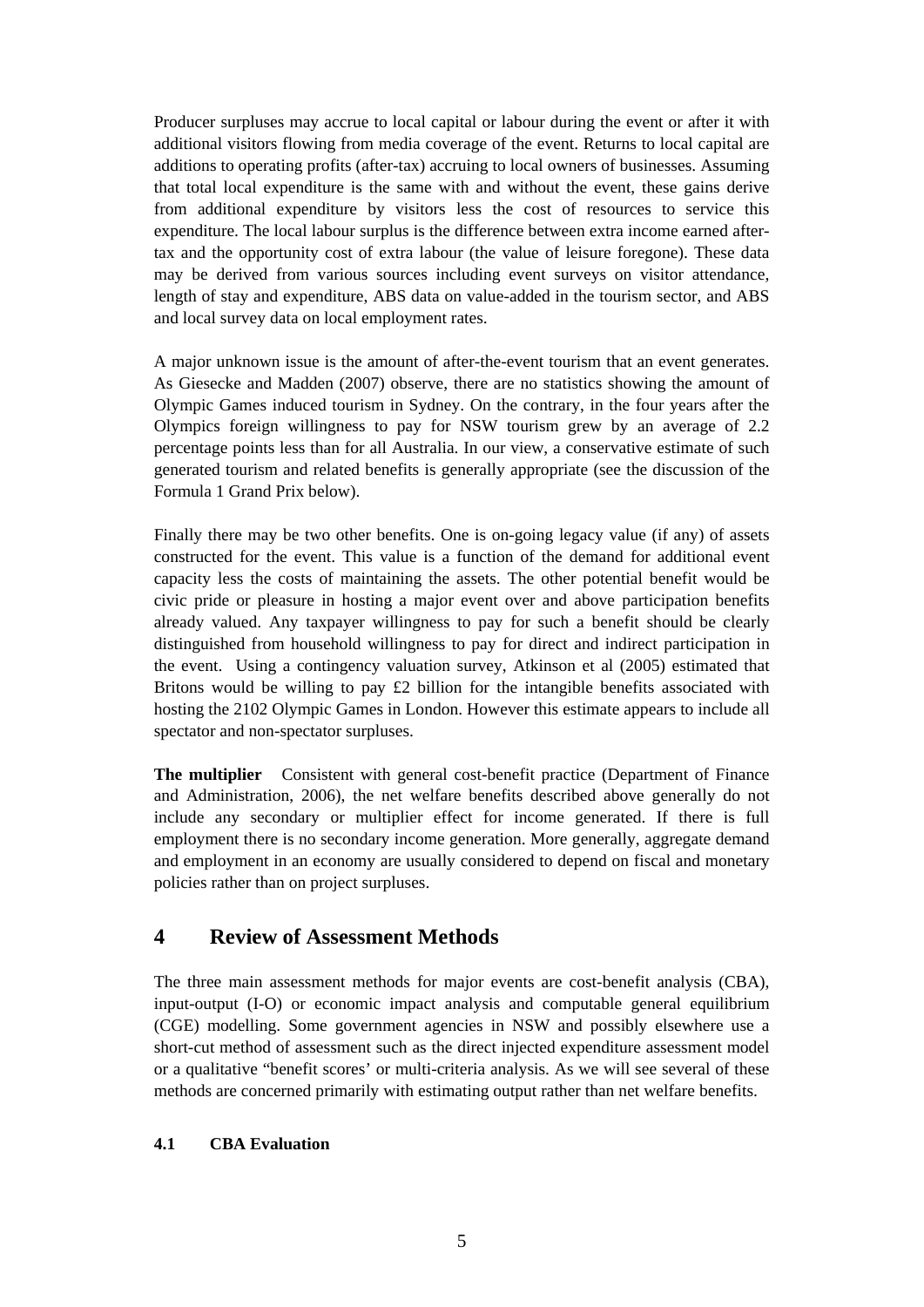Producer surpluses may accrue to local capital or labour during the event or after it with additional visitors flowing from media coverage of the event. Returns to local capital are additions to operating profits (after-tax) accruing to local owners of businesses. Assuming that total local expenditure is the same with and without the event, these gains derive from additional expenditure by visitors less the cost of resources to service this expenditure. The local labour surplus is the difference between extra income earned after-tax and the opportunity cost of extra labour (the value of leisure foregone). These data may be derived from various sources including event surveys on visitor attendance, length of stay and expenditure, ABS data on value-added in the tourism sector, and ABS and local survey data on local employment rates.

A major unknown issue is the amount of after-the-event tourism that an event generates. As Giesecke and Madden (2007) observe, there are no statistics showing the amount of Olympic Games induced tourism in Sydney. On the contrary, in the four years after the Olympics foreign willingness to pay for NSW tourism grew by an average of 2.2 percentage points less than for all Australia. In our view, a conservative estimate of such generated tourism and related benefits is generally appropriate (see the discussion of the Formula 1 Grand Prix below).

Finally there may be two other benefits. One is on-going legacy value (if any) of assets constructed for the event. This value is a function of the demand for additional event capacity less the costs of maintaining the assets. The other potential benefit would be civic pride or pleasure in hosting a major event over and above participation benefits already valued. Any taxpayer willingness to pay for such a benefit should be clearly distinguished from household willingness to pay for direct and indirect participation in the event. Using a contingency valuation survey, Atkinson et al (2005) estimated that Britons would be willing to pay £2 billion for the intangible benefits associated with hosting the 2102 Olympic Games in London. However this estimate appears to include all spectator and non-spectator surpluses.

**The multiplier** Consistent with general cost-benefit practice (Department of Finance and Administration, 2006), the net welfare benefits described above generally do not include any secondary or multiplier effect for income generated. If there is full employment there is no secondary income generation. More generally, aggregate demand and employment in an economy are usually considered to depend on fiscal and monetary policies rather than on project surpluses.

# 4 Review of Assessment Methods

The three main assessment methods for major events are cost-benefit analysis (CBA), input-output (I-O) or economic impact analysis and computable general equilibrium (CGE) modelling. Some government agencies in NSW and possibly elsewhere use a short-cut method of assessment such as the direct injected expenditure assessment model or a qualitative "benefit scores' or multi-criteria analysis. As we will see several of these methods are concerned primarily with estimating output rather than net welfare benefits.

## 4.1 CBA Evaluation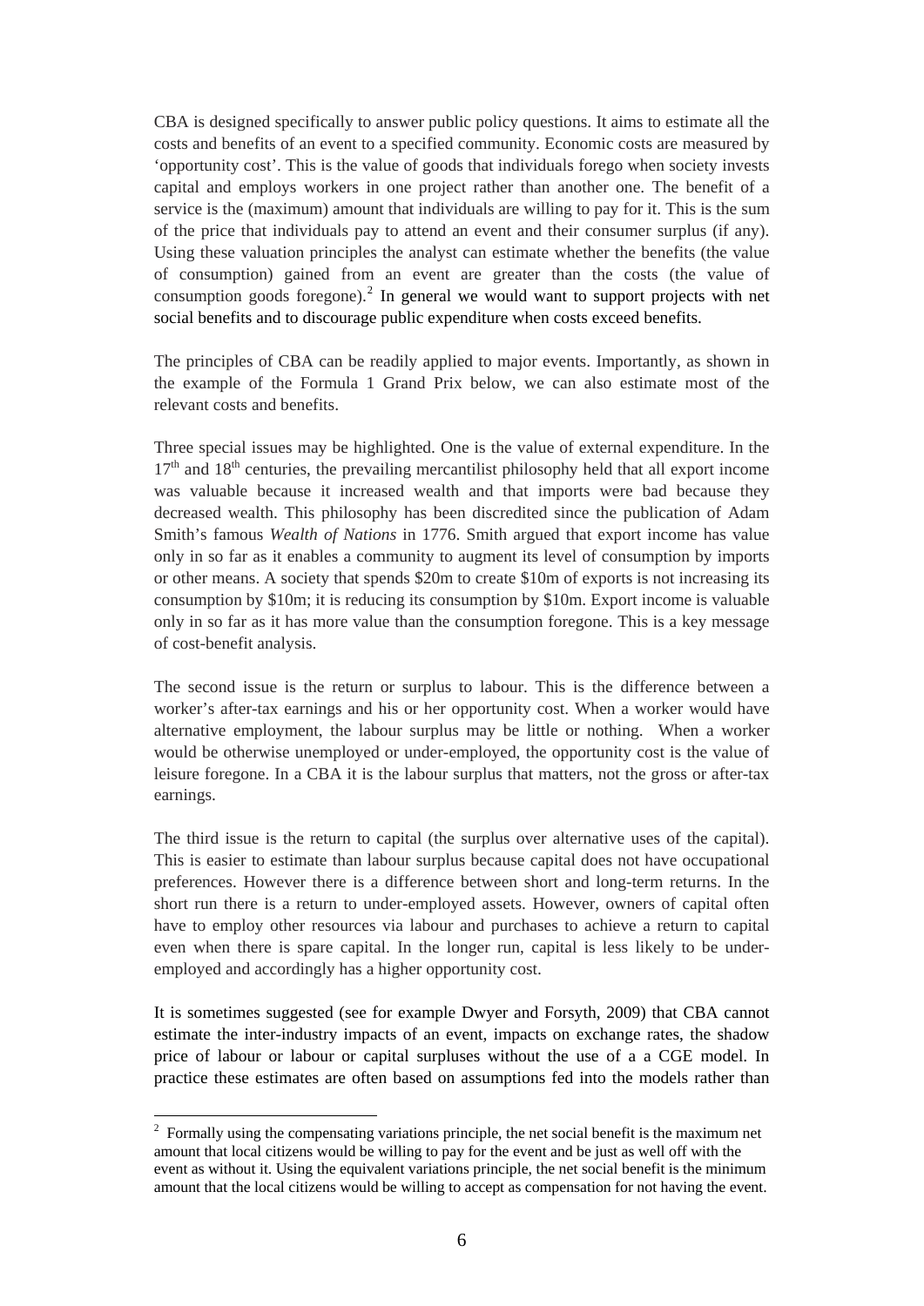CBA is designed specifically to answer public policy questions. It aims to estimate all the costs and benefits of an event to a specified community. Economic costs are measured by 'opportunity cost'. This is the value of goods that individuals forego when society invests capital and employs workers in one project rather than another one. The benefit of a service is the (maximum) amount that individuals are willing to pay for it. This is the sum of the price that individuals pay to attend an event and their consumer surplus (if any). Using these valuation principles the analyst can estimate whether the benefits (the value of consumption) gained from an event are greater than the costs (the value of consumption goods foregone).[2] In general we would want to support projects with net social benefits and to discourage public expenditure when costs exceed benefits.

The principles of CBA can be readily applied to major events. Importantly, as shown in the example of the Formula 1 Grand Prix below, we can also estimate most of the relevant costs and benefits.

Three special issues may be highlighted. One is the value of external expenditure. In the 17th and 18th centuries, the prevailing mercantilist philosophy held that all export income was valuable because it increased wealth and that imports were bad because they decreased wealth. This philosophy has been discredited since the publication of Adam Smith's famous *Wealth of Nations* in 1776. Smith argued that export income has value only in so far as it enables a community to augment its level of consumption by imports or other means. A society that spends $20m to create $10m of exports is not increasing its consumption by $10m; it is reducing its consumption by $10m. Export income is valuable only in so far as it has more value than the consumption foregone. This is a key message of cost-benefit analysis.

The second issue is the return or surplus to labour. This is the difference between a worker's after-tax earnings and his or her opportunity cost. When a worker would have alternative employment, the labour surplus may be little or nothing. When a worker would be otherwise unemployed or under-employed, the opportunity cost is the value of leisure foregone. In a CBA it is the labour surplus that matters, not the gross or after-tax earnings.

The third issue is the return to capital (the surplus over alternative uses of the capital). This is easier to estimate than labour surplus because capital does not have occupational preferences. However there is a difference between short and long-term returns. In the short run there is a return to under-employed assets. However, owners of capital often have to employ other resources via labour and purchases to achieve a return to capital even when there is spare capital. In the longer run, capital is less likely to be under-employed and accordingly has a higher opportunity cost.

It is sometimes suggested (see for example Dwyer and Forsyth, 2009) that CBA cannot estimate the inter-industry impacts of an event, impacts on exchange rates, the shadow price of labour or labour or capital surpluses without the use of a a CGE model. In practice these estimates are often based on assumptions fed into the models rather than

---

[2] Formally using the compensating variations principle, the net social benefit is the maximum net amount that local citizens would be willing to pay for the event and be just as well off with the event as without it. Using the equivalent variations principle, the net social benefit is the minimum amount that the local citizens would be willing to accept as compensation for not having the event.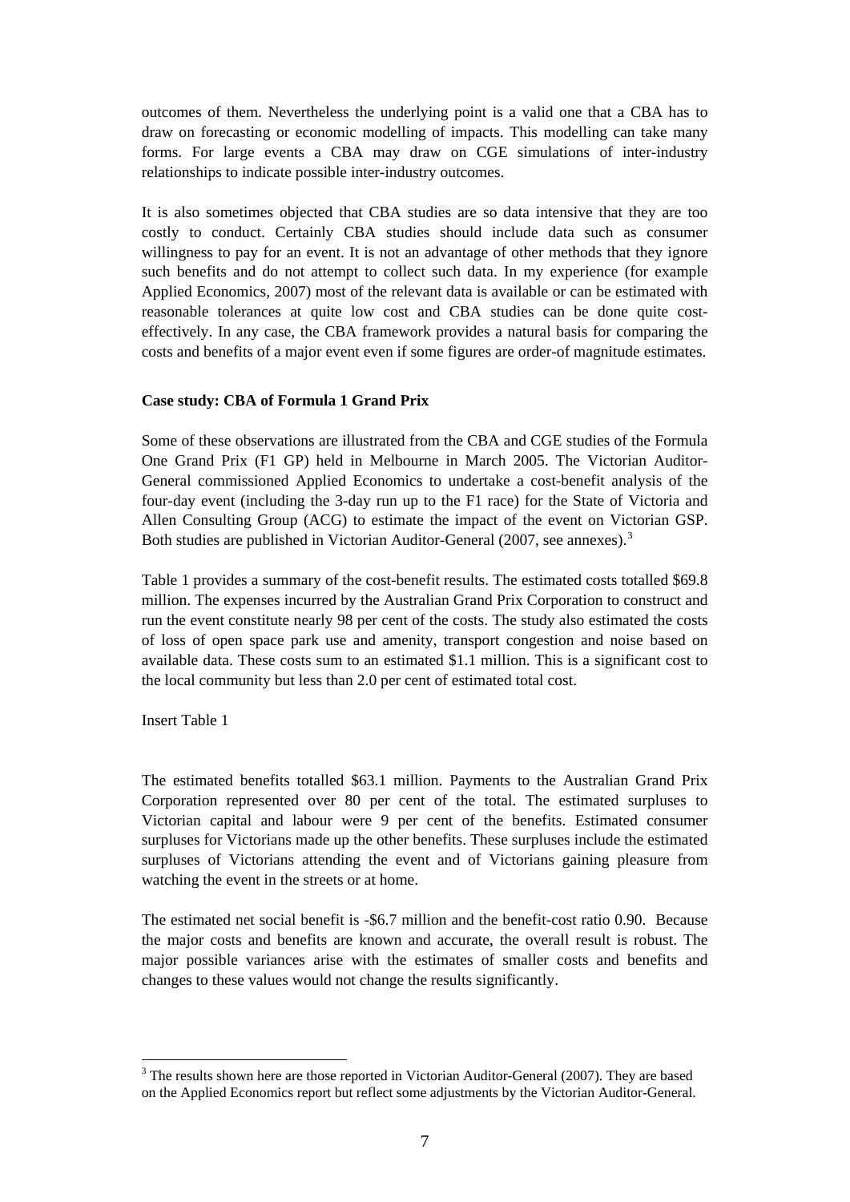outcomes of them. Nevertheless the underlying point is a valid one that a CBA has to draw on forecasting or economic modelling of impacts. This modelling can take many forms. For large events a CBA may draw on CGE simulations of inter-industry relationships to indicate possible inter-industry outcomes.

It is also sometimes objected that CBA studies are so data intensive that they are too costly to conduct. Certainly CBA studies should include data such as consumer willingness to pay for an event. It is not an advantage of other methods that they ignore such benefits and do not attempt to collect such data. In my experience (for example Applied Economics, 2007) most of the relevant data is available or can be estimated with reasonable tolerances at quite low cost and CBA studies can be done quite cost-effectively. In any case, the CBA framework provides a natural basis for comparing the costs and benefits of a major event even if some figures are order-of magnitude estimates.

**Case study: CBA of Formula 1 Grand Prix**

Some of these observations are illustrated from the CBA and CGE studies of the Formula One Grand Prix (F1 GP) held in Melbourne in March 2005. The Victorian Auditor-General commissioned Applied Economics to undertake a cost-benefit analysis of the four-day event (including the 3-day run up to the F1 race) for the State of Victoria and Allen Consulting Group (ACG) to estimate the impact of the event on Victorian GSP. Both studies are published in Victorian Auditor-General (2007, see annexes).[3]

Table 1 provides a summary of the cost-benefit results. The estimated costs totalled $69.8 million. The expenses incurred by the Australian Grand Prix Corporation to construct and run the event constitute nearly 98 per cent of the costs. The study also estimated the costs of loss of open space park use and amenity, transport congestion and noise based on available data. These costs sum to an estimated $1.1 million. This is a significant cost to the local community but less than 2.0 per cent of estimated total cost.

Insert Table 1

The estimated benefits totalled $63.1 million. Payments to the Australian Grand Prix Corporation represented over 80 per cent of the total. The estimated surpluses to Victorian capital and labour were 9 per cent of the benefits. Estimated consumer surpluses for Victorians made up the other benefits. These surpluses include the estimated surpluses of Victorians attending the event and of Victorians gaining pleasure from watching the event in the streets or at home.

The estimated net social benefit is -$6.7 million and the benefit-cost ratio 0.90. Because the major costs and benefits are known and accurate, the overall result is robust. The major possible variances arise with the estimates of smaller costs and benefits and changes to these values would not change the results significantly.

[3] The results shown here are those reported in Victorian Auditor-General (2007). They are based on the Applied Economics report but reflect some adjustments by the Victorian Auditor-General.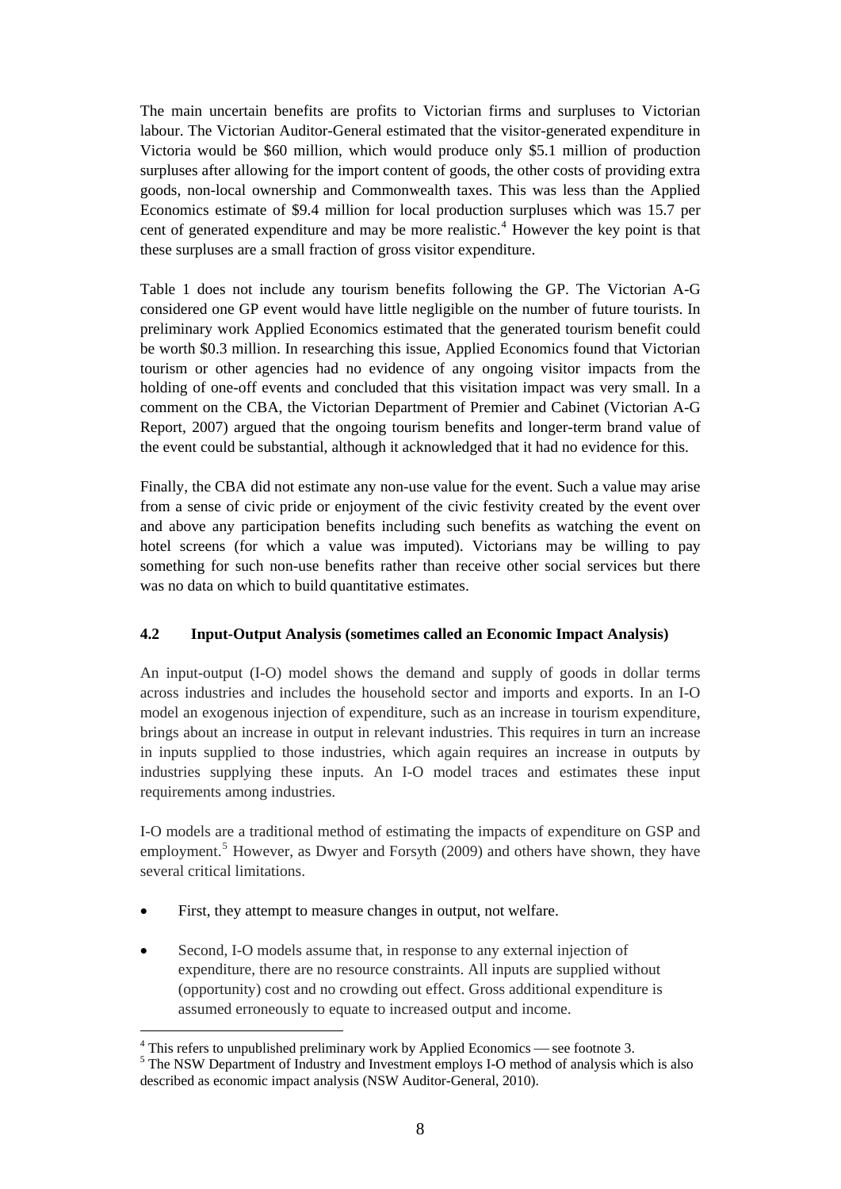The main uncertain benefits are profits to Victorian firms and surpluses to Victorian labour. The Victorian Auditor-General estimated that the visitor-generated expenditure in Victoria would be $60 million, which would produce only $5.1 million of production surpluses after allowing for the import content of goods, the other costs of providing extra goods, non-local ownership and Commonwealth taxes. This was less than the Applied Economics estimate of $9.4 million for local production surpluses which was 15.7 per cent of generated expenditure and may be more realistic.[4] However the key point is that these surpluses are a small fraction of gross visitor expenditure.

Table 1 does not include any tourism benefits following the GP. The Victorian A-G considered one GP event would have little negligible on the number of future tourists. In preliminary work Applied Economics estimated that the generated tourism benefit could be worth $0.3 million. In researching this issue, Applied Economics found that Victorian tourism or other agencies had no evidence of any ongoing visitor impacts from the holding of one-off events and concluded that this visitation impact was very small. In a comment on the CBA, the Victorian Department of Premier and Cabinet (Victorian A-G Report, 2007) argued that the ongoing tourism benefits and longer-term brand value of the event could be substantial, although it acknowledged that it had no evidence for this.

Finally, the CBA did not estimate any non-use value for the event. Such a value may arise from a sense of civic pride or enjoyment of the civic festivity created by the event over and above any participation benefits including such benefits as watching the event on hotel screens (for which a value was imputed). Victorians may be willing to pay something for such non-use benefits rather than receive other social services but there was no data on which to build quantitative estimates.

### 4.2 Input-Output Analysis (sometimes called an Economic Impact Analysis)

An input-output (I-O) model shows the demand and supply of goods in dollar terms across industries and includes the household sector and imports and exports. In an I-O model an exogenous injection of expenditure, such as an increase in tourism expenditure, brings about an increase in output in relevant industries. This requires in turn an increase in inputs supplied to those industries, which again requires an increase in outputs by industries supplying these inputs. An I-O model traces and estimates these input requirements among industries.

I-O models are a traditional method of estimating the impacts of expenditure on GSP and employment.[5] However, as Dwyer and Forsyth (2009) and others have shown, they have several critical limitations.

- First, they attempt to measure changes in output, not welfare.
- Second, I-O models assume that, in response to any external injection of expenditure, there are no resource constraints. All inputs are supplied without (opportunity) cost and no crowding out effect. Gross additional expenditure is assumed erroneously to equate to increased output and income.

[4] This refers to unpublished preliminary work by Applied Economics — see footnote 3.

[5] The NSW Department of Industry and Investment employs I-O method of analysis which is also described as economic impact analysis (NSW Auditor-General, 2010).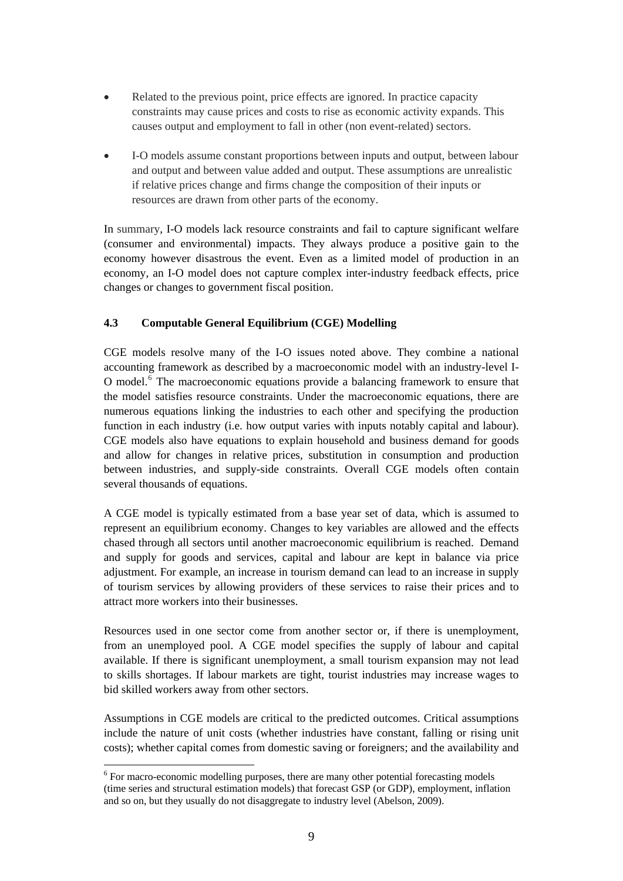- Related to the previous point, price effects are ignored. In practice capacity constraints may cause prices and costs to rise as economic activity expands. This causes output and employment to fall in other (non event-related) sectors.

- I-O models assume constant proportions between inputs and output, between labour and output and between value added and output. These assumptions are unrealistic if relative prices change and firms change the composition of their inputs or resources are drawn from other parts of the economy.

In summary, I-O models lack resource constraints and fail to capture significant welfare (consumer and environmental) impacts. They always produce a positive gain to the economy however disastrous the event. Even as a limited model of production in an economy, an I-O model does not capture complex inter-industry feedback effects, price changes or changes to government fiscal position.

### 4.3 Computable General Equilibrium (CGE) Modelling

CGE models resolve many of the I-O issues noted above. They combine a national accounting framework as described by a macroeconomic model with an industry-level I-O model.[6] The macroeconomic equations provide a balancing framework to ensure that the model satisfies resource constraints. Under the macroeconomic equations, there are numerous equations linking the industries to each other and specifying the production function in each industry (i.e. how output varies with inputs notably capital and labour). CGE models also have equations to explain household and business demand for goods and allow for changes in relative prices, substitution in consumption and production between industries, and supply-side constraints. Overall CGE models often contain several thousands of equations.

A CGE model is typically estimated from a base year set of data, which is assumed to represent an equilibrium economy. Changes to key variables are allowed and the effects chased through all sectors until another macroeconomic equilibrium is reached. Demand and supply for goods and services, capital and labour are kept in balance via price adjustment. For example, an increase in tourism demand can lead to an increase in supply of tourism services by allowing providers of these services to raise their prices and to attract more workers into their businesses.

Resources used in one sector come from another sector or, if there is unemployment, from an unemployed pool. A CGE model specifies the supply of labour and capital available. If there is significant unemployment, a small tourism expansion may not lead to skills shortages. If labour markets are tight, tourist industries may increase wages to bid skilled workers away from other sectors.

Assumptions in CGE models are critical to the predicted outcomes. Critical assumptions include the nature of unit costs (whether industries have constant, falling or rising unit costs); whether capital comes from domestic saving or foreigners; and the availability and

[6] For macro-economic modelling purposes, there are many other potential forecasting models (time series and structural estimation models) that forecast GSP (or GDP), employment, inflation and so on, but they usually do not disaggregate to industry level (Abelson, 2009).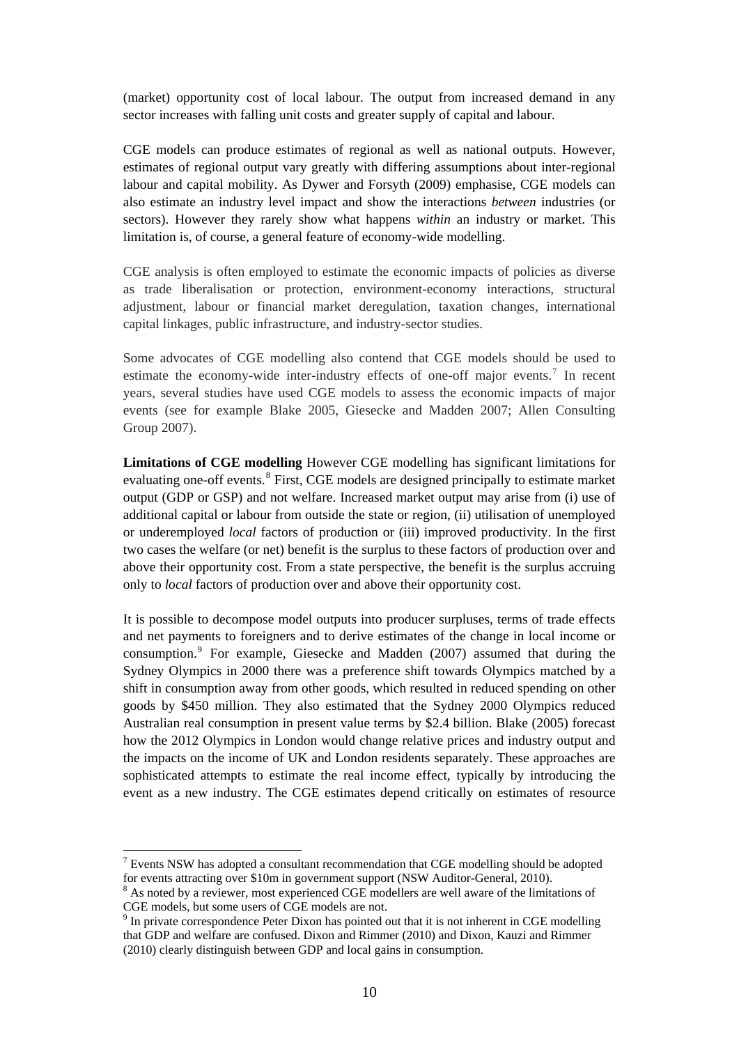(market) opportunity cost of local labour. The output from increased demand in any sector increases with falling unit costs and greater supply of capital and labour.

CGE models can produce estimates of regional as well as national outputs. However, estimates of regional output vary greatly with differing assumptions about inter-regional labour and capital mobility. As Dywer and Forsyth (2009) emphasise, CGE models can also estimate an industry level impact and show the interactions *between* industries (or sectors). However they rarely show what happens *within* an industry or market. This limitation is, of course, a general feature of economy-wide modelling.

CGE analysis is often employed to estimate the economic impacts of policies as diverse as trade liberalisation or protection, environment-economy interactions, structural adjustment, labour or financial market deregulation, taxation changes, international capital linkages, public infrastructure, and industry-sector studies.

Some advocates of CGE modelling also contend that CGE models should be used to estimate the economy-wide inter-industry effects of one-off major events.[7] In recent years, several studies have used CGE models to assess the economic impacts of major events (see for example Blake 2005, Giesecke and Madden 2007; Allen Consulting Group 2007).

**Limitations of CGE modelling** However CGE modelling has significant limitations for evaluating one-off events.[8] First, CGE models are designed principally to estimate market output (GDP or GSP) and not welfare. Increased market output may arise from (i) use of additional capital or labour from outside the state or region, (ii) utilisation of unemployed or underemployed *local* factors of production or (iii) improved productivity. In the first two cases the welfare (or net) benefit is the surplus to these factors of production over and above their opportunity cost. From a state perspective, the benefit is the surplus accruing only to *local* factors of production over and above their opportunity cost.

It is possible to decompose model outputs into producer surpluses, terms of trade effects and net payments to foreigners and to derive estimates of the change in local income or consumption.[9] For example, Giesecke and Madden (2007) assumed that during the Sydney Olympics in 2000 there was a preference shift towards Olympics matched by a shift in consumption away from other goods, which resulted in reduced spending on other goods by $450 million. They also estimated that the Sydney 2000 Olympics reduced Australian real consumption in present value terms by $2.4 billion. Blake (2005) forecast how the 2012 Olympics in London would change relative prices and industry output and the impacts on the income of UK and London residents separately. These approaches are sophisticated attempts to estimate the real income effect, typically by introducing the event as a new industry. The CGE estimates depend critically on estimates of resource

---

[7] Events NSW has adopted a consultant recommendation that CGE modelling should be adopted for events attracting over $10m in government support (NSW Auditor-General, 2010).

[8] As noted by a reviewer, most experienced CGE modellers are well aware of the limitations of CGE models, but some users of CGE models are not.

[9] In private correspondence Peter Dixon has pointed out that it is not inherent in CGE modelling that GDP and welfare are confused. Dixon and Rimmer (2010) and Dixon, Kauzi and Rimmer (2010) clearly distinguish between GDP and local gains in consumption.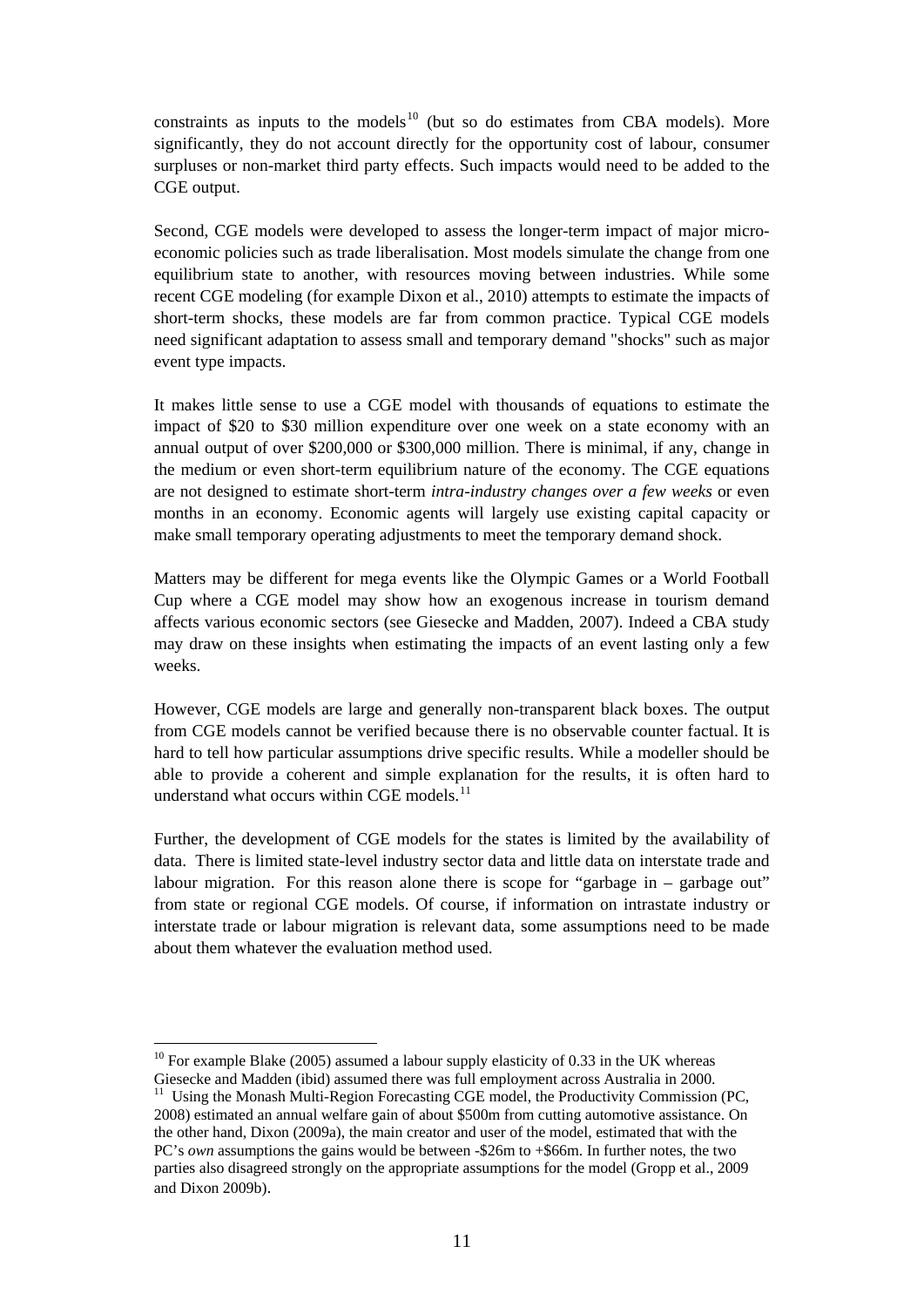constraints as inputs to the models[10] (but so do estimates from CBA models). More significantly, they do not account directly for the opportunity cost of labour, consumer surpluses or non-market third party effects. Such impacts would need to be added to the CGE output.

Second, CGE models were developed to assess the longer-term impact of major micro-economic policies such as trade liberalisation. Most models simulate the change from one equilibrium state to another, with resources moving between industries. While some recent CGE modeling (for example Dixon et al., 2010) attempts to estimate the impacts of short-term shocks, these models are far from common practice. Typical CGE models need significant adaptation to assess small and temporary demand "shocks" such as major event type impacts.

It makes little sense to use a CGE model with thousands of equations to estimate the impact of \$20 to \$30 million expenditure over one week on a state economy with an annual output of over \$200,000 or \$300,000 million. There is minimal, if any, change in the medium or even short-term equilibrium nature of the economy. The CGE equations are not designed to estimate short-term *intra-industry changes over a few weeks* or even months in an economy. Economic agents will largely use existing capital capacity or make small temporary operating adjustments to meet the temporary demand shock.

Matters may be different for mega events like the Olympic Games or a World Football Cup where a CGE model may show how an exogenous increase in tourism demand affects various economic sectors (see Giesecke and Madden, 2007). Indeed a CBA study may draw on these insights when estimating the impacts of an event lasting only a few weeks.

However, CGE models are large and generally non-transparent black boxes. The output from CGE models cannot be verified because there is no observable counter factual. It is hard to tell how particular assumptions drive specific results. While a modeller should be able to provide a coherent and simple explanation for the results, it is often hard to understand what occurs within CGE models.[11]

Further, the development of CGE models for the states is limited by the availability of data. There is limited state-level industry sector data and little data on interstate trade and labour migration. For this reason alone there is scope for "garbage in – garbage out" from state or regional CGE models. Of course, if information on intrastate industry or interstate trade or labour migration is relevant data, some assumptions need to be made about them whatever the evaluation method used.

---

[10] For example Blake (2005) assumed a labour supply elasticity of 0.33 in the UK whereas Giesecke and Madden (ibid) assumed there was full employment across Australia in 2000.

[11] Using the Monash Multi-Region Forecasting CGE model, the Productivity Commission (PC, 2008) estimated an annual welfare gain of about \$500m from cutting automotive assistance. On the other hand, Dixon (2009a), the main creator and user of the model, estimated that with the PC's *own* assumptions the gains would be between -\$26m to +\$66m. In further notes, the two parties also disagreed strongly on the appropriate assumptions for the model (Gropp et al., 2009 and Dixon 2009b).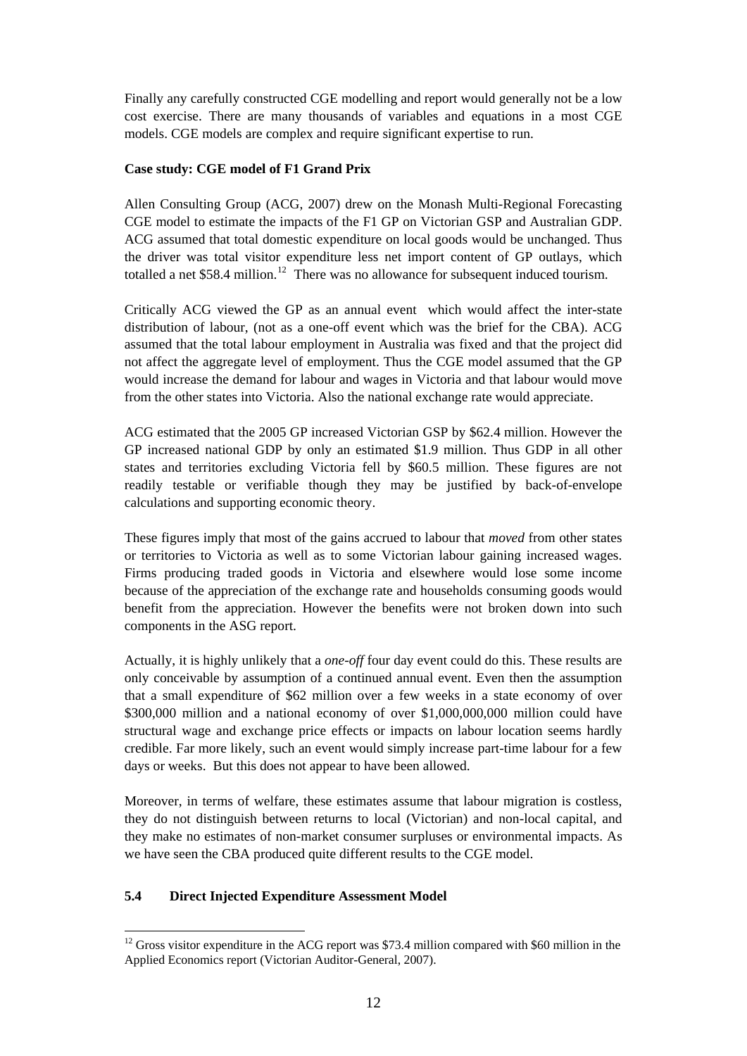Finally any carefully constructed CGE modelling and report would generally not be a low cost exercise. There are many thousands of variables and equations in a most CGE models. CGE models are complex and require significant expertise to run.

**Case study: CGE model of F1 Grand Prix**

Allen Consulting Group (ACG, 2007) drew on the Monash Multi-Regional Forecasting CGE model to estimate the impacts of the F1 GP on Victorian GSP and Australian GDP. ACG assumed that total domestic expenditure on local goods would be unchanged. Thus the driver was total visitor expenditure less net import content of GP outlays, which totalled a net \$58.4 million.[12] There was no allowance for subsequent induced tourism.

Critically ACG viewed the GP as an annual event which would affect the inter-state distribution of labour, (not as a one-off event which was the brief for the CBA). ACG assumed that the total labour employment in Australia was fixed and that the project did not affect the aggregate level of employment. Thus the CGE model assumed that the GP would increase the demand for labour and wages in Victoria and that labour would move from the other states into Victoria. Also the national exchange rate would appreciate.

ACG estimated that the 2005 GP increased Victorian GSP by \$62.4 million. However the GP increased national GDP by only an estimated \$1.9 million. Thus GDP in all other states and territories excluding Victoria fell by \$60.5 million. These figures are not readily testable or verifiable though they may be justified by back-of-envelope calculations and supporting economic theory.

These figures imply that most of the gains accrued to labour that *moved* from other states or territories to Victoria as well as to some Victorian labour gaining increased wages. Firms producing traded goods in Victoria and elsewhere would lose some income because of the appreciation of the exchange rate and households consuming goods would benefit from the appreciation. However the benefits were not broken down into such components in the ASG report.

Actually, it is highly unlikely that a *one-off* four day event could do this. These results are only conceivable by assumption of a continued annual event. Even then the assumption that a small expenditure of \$62 million over a few weeks in a state economy of over \$300,000 million and a national economy of over \$1,000,000,000 million could have structural wage and exchange price effects or impacts on labour location seems hardly credible. Far more likely, such an event would simply increase part-time labour for a few days or weeks. But this does not appear to have been allowed.

Moreover, in terms of welfare, these estimates assume that labour migration is costless, they do not distinguish between returns to local (Victorian) and non-local capital, and they make no estimates of non-market consumer surpluses or environmental impacts. As we have seen the CBA produced quite different results to the CGE model.

### 5.4 Direct Injected Expenditure Assessment Model

---

[12] Gross visitor expenditure in the ACG report was \$73.4 million compared with \$60 million in the Applied Economics report (Victorian Auditor-General, 2007).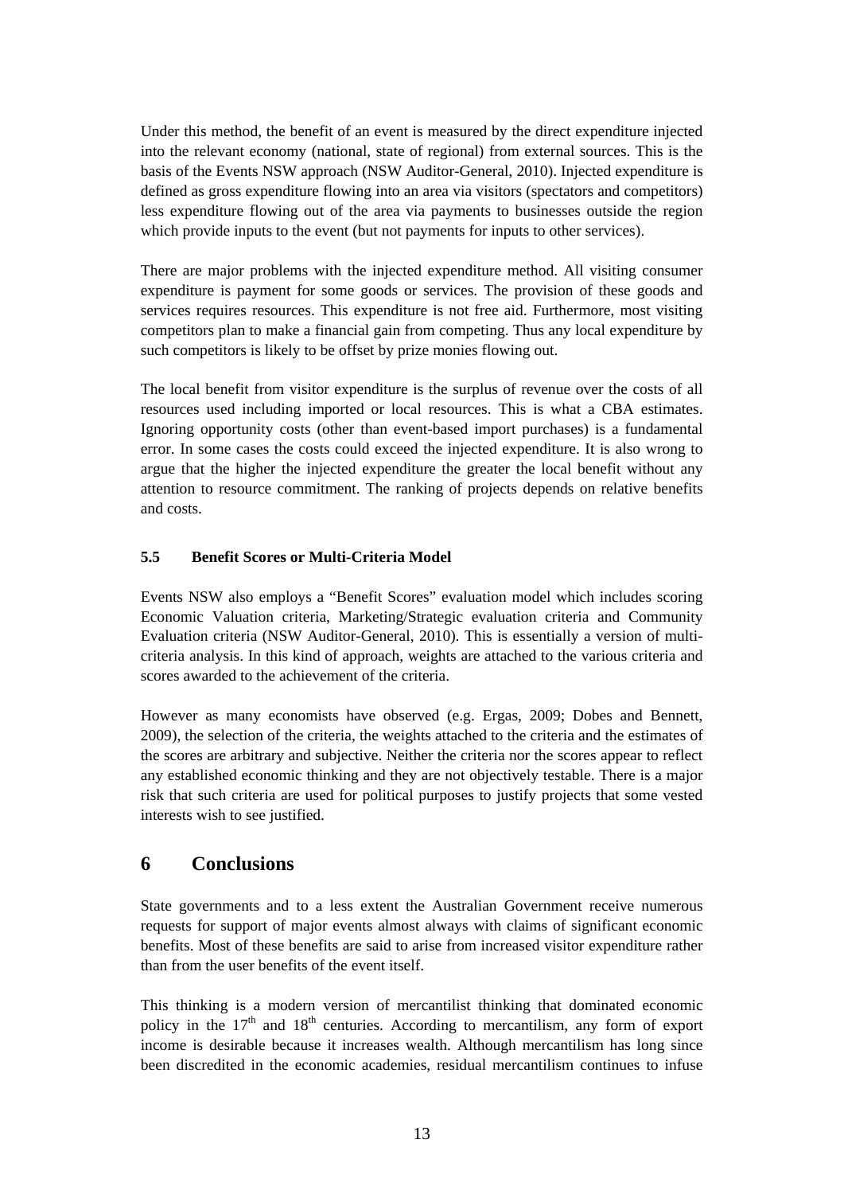Under this method, the benefit of an event is measured by the direct expenditure injected into the relevant economy (national, state of regional) from external sources. This is the basis of the Events NSW approach (NSW Auditor-General, 2010). Injected expenditure is defined as gross expenditure flowing into an area via visitors (spectators and competitors) less expenditure flowing out of the area via payments to businesses outside the region which provide inputs to the event (but not payments for inputs to other services).

There are major problems with the injected expenditure method. All visiting consumer expenditure is payment for some goods or services. The provision of these goods and services requires resources. This expenditure is not free aid. Furthermore, most visiting competitors plan to make a financial gain from competing. Thus any local expenditure by such competitors is likely to be offset by prize monies flowing out.

The local benefit from visitor expenditure is the surplus of revenue over the costs of all resources used including imported or local resources. This is what a CBA estimates. Ignoring opportunity costs (other than event-based import purchases) is a fundamental error. In some cases the costs could exceed the injected expenditure. It is also wrong to argue that the higher the injected expenditure the greater the local benefit without any attention to resource commitment. The ranking of projects depends on relative benefits and costs.

### 5.5 Benefit Scores or Multi-Criteria Model

Events NSW also employs a "Benefit Scores" evaluation model which includes scoring Economic Valuation criteria, Marketing/Strategic evaluation criteria and Community Evaluation criteria (NSW Auditor-General, 2010). This is essentially a version of multi-criteria analysis. In this kind of approach, weights are attached to the various criteria and scores awarded to the achievement of the criteria.

However as many economists have observed (e.g. Ergas, 2009; Dobes and Bennett, 2009), the selection of the criteria, the weights attached to the criteria and the estimates of the scores are arbitrary and subjective. Neither the criteria nor the scores appear to reflect any established economic thinking and they are not objectively testable. There is a major risk that such criteria are used for political purposes to justify projects that some vested interests wish to see justified.

## 6 Conclusions

State governments and to a less extent the Australian Government receive numerous requests for support of major events almost always with claims of significant economic benefits. Most of these benefits are said to arise from increased visitor expenditure rather than from the user benefits of the event itself.

This thinking is a modern version of mercantilist thinking that dominated economic policy in the 17th and 18th centuries. According to mercantilism, any form of export income is desirable because it increases wealth. Although mercantilism has long since been discredited in the economic academies, residual mercantilism continues to infuse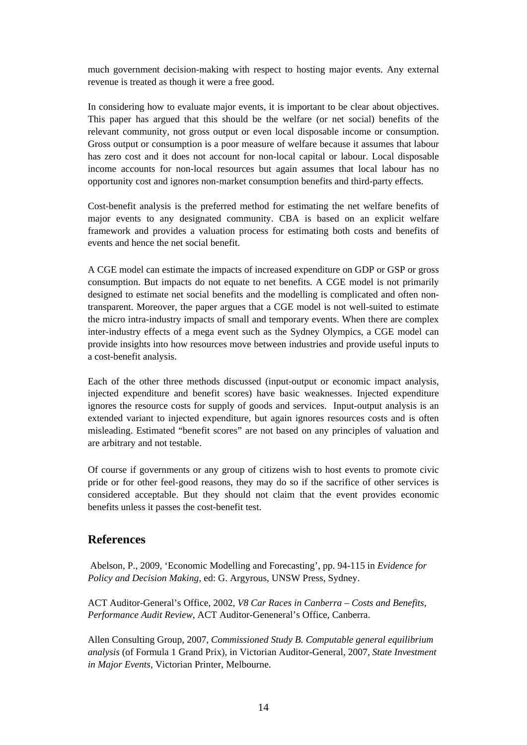much government decision-making with respect to hosting major events. Any external revenue is treated as though it were a free good.

In considering how to evaluate major events, it is important to be clear about objectives. This paper has argued that this should be the welfare (or net social) benefits of the relevant community, not gross output or even local disposable income or consumption. Gross output or consumption is a poor measure of welfare because it assumes that labour has zero cost and it does not account for non-local capital or labour. Local disposable income accounts for non-local resources but again assumes that local labour has no opportunity cost and ignores non-market consumption benefits and third-party effects.

Cost-benefit analysis is the preferred method for estimating the net welfare benefits of major events to any designated community. CBA is based on an explicit welfare framework and provides a valuation process for estimating both costs and benefits of events and hence the net social benefit.

A CGE model can estimate the impacts of increased expenditure on GDP or GSP or gross consumption. But impacts do not equate to net benefits. A CGE model is not primarily designed to estimate net social benefits and the modelling is complicated and often non-transparent. Moreover, the paper argues that a CGE model is not well-suited to estimate the micro intra-industry impacts of small and temporary events. When there are complex inter-industry effects of a mega event such as the Sydney Olympics, a CGE model can provide insights into how resources move between industries and provide useful inputs to a cost-benefit analysis.

Each of the other three methods discussed (input-output or economic impact analysis, injected expenditure and benefit scores) have basic weaknesses. Injected expenditure ignores the resource costs for supply of goods and services. Input-output analysis is an extended variant to injected expenditure, but again ignores resources costs and is often misleading. Estimated "benefit scores" are not based on any principles of valuation and are arbitrary and not testable.

Of course if governments or any group of citizens wish to host events to promote civic pride or for other feel-good reasons, they may do so if the sacrifice of other services is considered acceptable. But they should not claim that the event provides economic benefits unless it passes the cost-benefit test.

## References

Abelson, P., 2009, 'Economic Modelling and Forecasting', pp. 94-115 in *Evidence for Policy and Decision Making*, ed: G. Argyrous, UNSW Press, Sydney.

ACT Auditor-General's Office, 2002, *V8 Car Races in Canberra – Costs and Benefits, Performance Audit Review*, ACT Auditor-Geneneral's Office, Canberra.

Allen Consulting Group, 2007, *Commissioned Study B. Computable general equilibrium analysis* (of Formula 1 Grand Prix), in Victorian Auditor-General, 2007, *State Investment in Major Events*, Victorian Printer, Melbourne.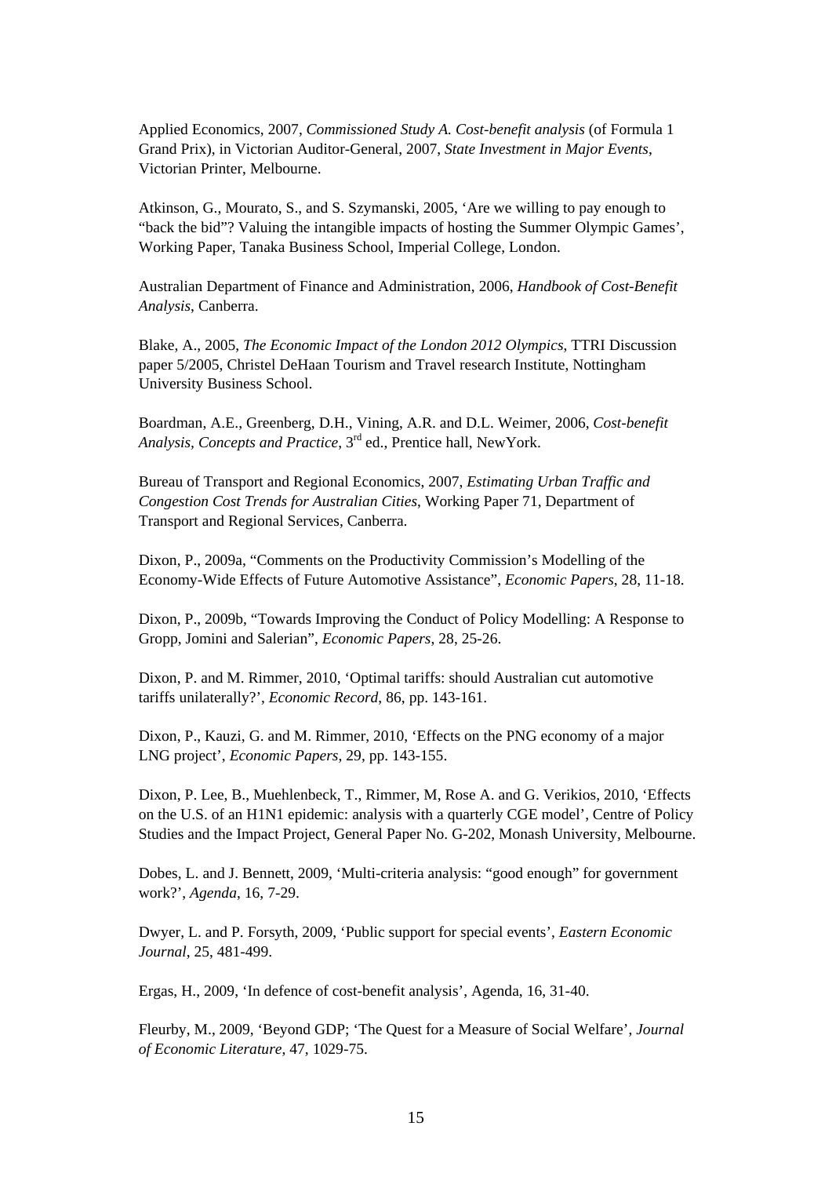Applied Economics, 2007, *Commissioned Study A. Cost-benefit analysis* (of Formula 1 Grand Prix), in Victorian Auditor-General, 2007, *State Investment in Major Events*, Victorian Printer, Melbourne.

Atkinson, G., Mourato, S., and S. Szymanski, 2005, 'Are we willing to pay enough to "back the bid"? Valuing the intangible impacts of hosting the Summer Olympic Games', Working Paper, Tanaka Business School, Imperial College, London.

Australian Department of Finance and Administration, 2006, *Handbook of Cost-Benefit Analysis*, Canberra.

Blake, A., 2005, *The Economic Impact of the London 2012 Olympics*, TTRI Discussion paper 5/2005, Christel DeHaan Tourism and Travel research Institute, Nottingham University Business School.

Boardman, A.E., Greenberg, D.H., Vining, A.R. and D.L. Weimer, 2006, *Cost-benefit Analysis, Concepts and Practice*, 3rd ed., Prentice hall, NewYork.

Bureau of Transport and Regional Economics, 2007, *Estimating Urban Traffic and Congestion Cost Trends for Australian Cities*, Working Paper 71, Department of Transport and Regional Services, Canberra.

Dixon, P., 2009a, "Comments on the Productivity Commission's Modelling of the Economy-Wide Effects of Future Automotive Assistance", *Economic Papers*, 28, 11-18.

Dixon, P., 2009b, "Towards Improving the Conduct of Policy Modelling: A Response to Gropp, Jomini and Salerian", *Economic Papers*, 28, 25-26.

Dixon, P. and M. Rimmer, 2010, 'Optimal tariffs: should Australian cut automotive tariffs unilaterally?', *Economic Record*, 86, pp. 143-161.

Dixon, P., Kauzi, G. and M. Rimmer, 2010, 'Effects on the PNG economy of a major LNG project', *Economic Papers*, 29, pp. 143-155.

Dixon, P. Lee, B., Muehlenbeck, T., Rimmer, M, Rose A. and G. Verikios, 2010, 'Effects on the U.S. of an H1N1 epidemic: analysis with a quarterly CGE model', Centre of Policy Studies and the Impact Project, General Paper No. G-202, Monash University, Melbourne.

Dobes, L. and J. Bennett, 2009, 'Multi-criteria analysis: "good enough" for government work?', *Agenda*, 16, 7-29.

Dwyer, L. and P. Forsyth, 2009, 'Public support for special events', *Eastern Economic Journal*, 25, 481-499.

Ergas, H., 2009, 'In defence of cost-benefit analysis', Agenda, 16, 31-40.

Fleurby, M., 2009, 'Beyond GDP; 'The Quest for a Measure of Social Welfare', *Journal of Economic Literature*, 47, 1029-75.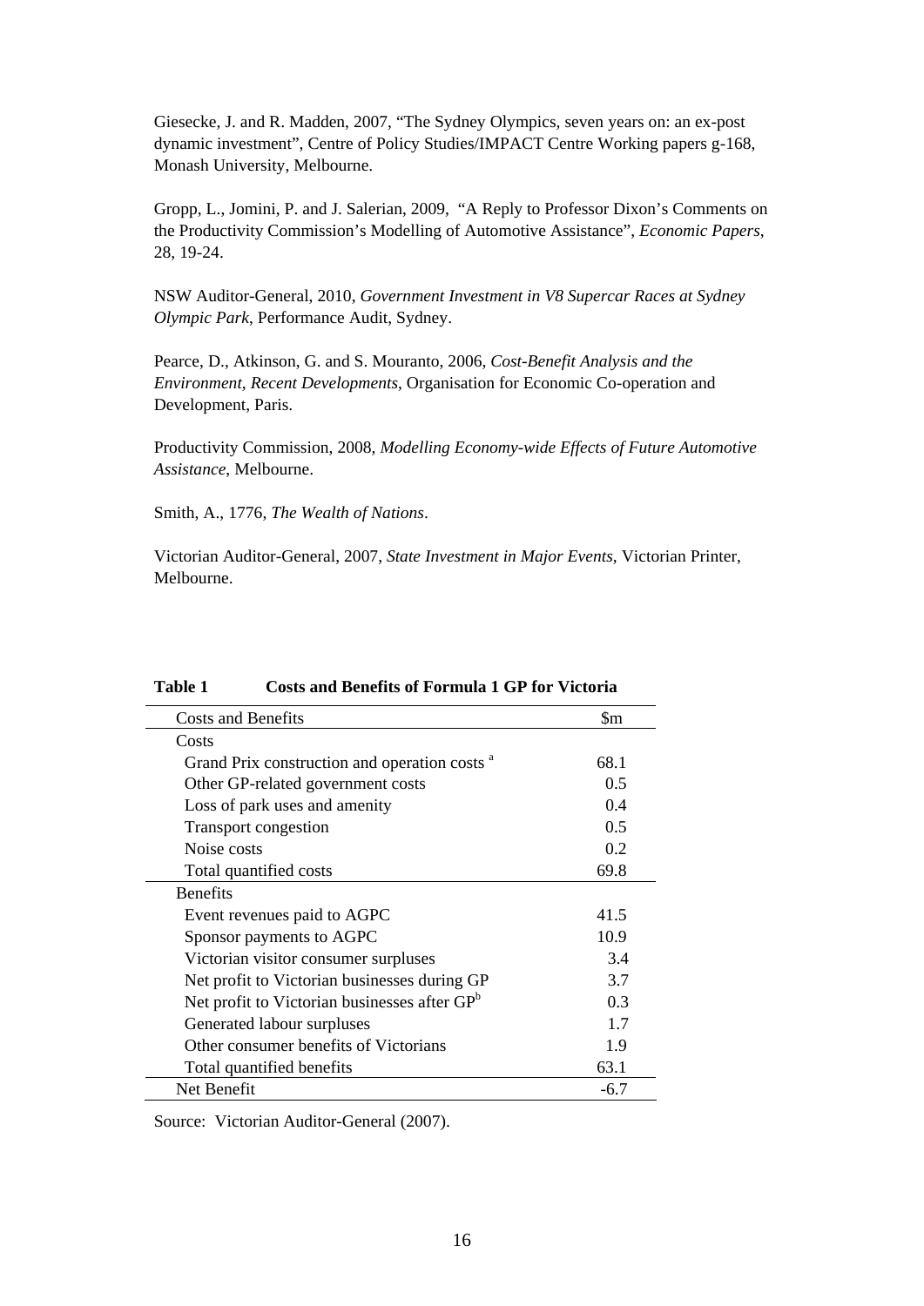Giesecke, J. and R. Madden, 2007, "The Sydney Olympics, seven years on: an ex-post dynamic investment", Centre of Policy Studies/IMPACT Centre Working papers g-168, Monash University, Melbourne.

Gropp, L., Jomini, P. and J. Salerian, 2009, "A Reply to Professor Dixon's Comments on the Productivity Commission's Modelling of Automotive Assistance", *Economic Papers*, 28, 19-24.

NSW Auditor-General, 2010, *Government Investment in V8 Supercar Races at Sydney Olympic Park*, Performance Audit, Sydney.

Pearce, D., Atkinson, G. and S. Mouranto, 2006, *Cost-Benefit Analysis and the Environment, Recent Developments*, Organisation for Economic Co-operation and Development, Paris.

Productivity Commission, 2008, *Modelling Economy-wide Effects of Future Automotive Assistance*, Melbourne.

Smith, A., 1776, *The Wealth of Nations*.

Victorian Auditor-General, 2007, *State Investment in Major Events*, Victorian Printer, Melbourne.

**Table 1 Costs and Benefits of Formula 1 GP for Victoria**

| Costs and Benefits | $m |
|---|---|
| Costs | |
| Grand Prix construction and operation costs [a] | 68.1 |
| Other GP-related government costs | 0.5 |
| Loss of park uses and amenity | 0.4 |
| Transport congestion | 0.5 |
| Noise costs | 0.2 |
| Total quantified costs | 69.8 |
| Benefits | |
| Event revenues paid to AGPC | 41.5 |
| Sponsor payments to AGPC | 10.9 |
| Victorian visitor consumer surpluses | 3.4 |
| Net profit to Victorian businesses during GP | 3.7 |
| Net profit to Victorian businesses after GP[b] | 0.3 |
| Generated labour surpluses | 1.7 |
| Other consumer benefits of Victorians | 1.9 |
| Total quantified benefits | 63.1 |
| Net Benefit | -6.7 |

Source: Victorian Auditor-General (2007).